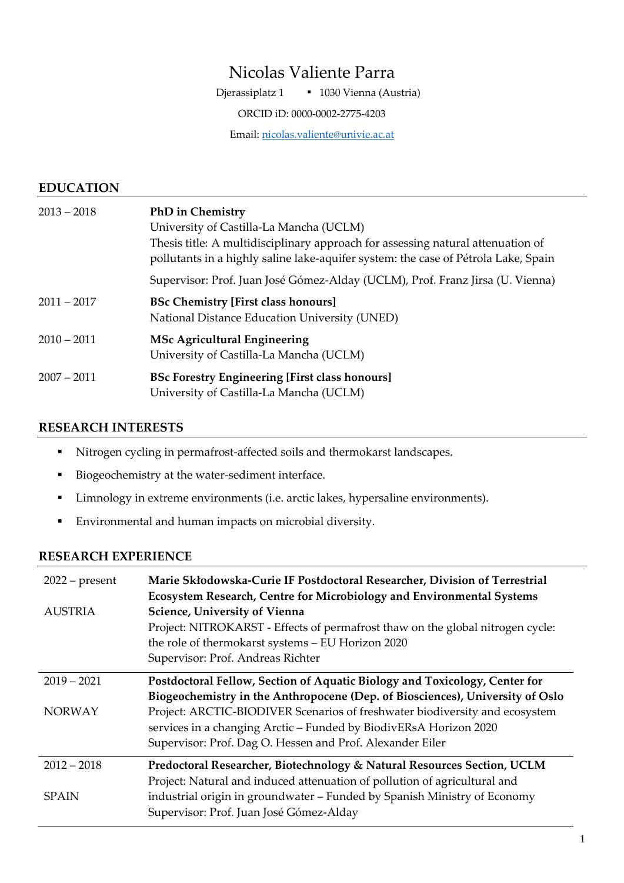# Nicolas Valiente Parra

Djerassiplatz 1 ▪ 1030 Vienna (Austria)

ORCID iD: 0000-0002-2775-4203

Email: nicolas.valiente@univie.ac.at

## EDUCATION

| | |
|---|---|
| 2013 – 2018 | **PhD in Chemistry**<br>University of Castilla-La Mancha (UCLM)<br>Thesis title: A multidisciplinary approach for assessing natural attenuation of pollutants in a highly saline lake-aquifer system: the case of Pétrola Lake, Spain<br>Supervisor: Prof. Juan José Gómez-Alday (UCLM), Prof. Franz Jirsa (U. Vienna) |
| 2011 – 2017 | **BSc Chemistry [First class honours]**<br>National Distance Education University (UNED) |
| 2010 – 2011 | **MSc Agricultural Engineering**<br>University of Castilla-La Mancha (UCLM) |
| 2007 – 2011 | **BSc Forestry Engineering [First class honours]**<br>University of Castilla-La Mancha (UCLM) |

## RESEARCH INTERESTS

- Nitrogen cycling in permafrost-affected soils and thermokarst landscapes.
- Biogeochemistry at the water-sediment interface.
- Limnology in extreme environments (i.e. arctic lakes, hypersaline environments).
- Environmental and human impacts on microbial diversity.

## RESEARCH EXPERIENCE

| | |
|---|---|
| 2022 – present<br><br>AUSTRIA | **Marie Skłodowska-Curie IF Postdoctoral Researcher, Division of Terrestrial Ecosystem Research, Centre for Microbiology and Environmental Systems Science, University of Vienna**<br>Project: NITROKARST - Effects of permafrost thaw on the global nitrogen cycle: the role of thermokarst systems – EU Horizon 2020<br>Supervisor: Prof. Andreas Richter |
| 2019 – 2021<br><br>NORWAY | **Postdoctoral Fellow, Section of Aquatic Biology and Toxicology, Center for Biogeochemistry in the Anthropocene (Dep. of Biosciences), University of Oslo**<br>Project: ARCTIC-BIODIVER Scenarios of freshwater biodiversity and ecosystem services in a changing Arctic – Funded by BiodivERsA Horizon 2020<br>Supervisor: Prof. Dag O. Hessen and Prof. Alexander Eiler |
| 2012 – 2018<br><br>SPAIN | **Predoctoral Researcher, Biotechnology & Natural Resources Section, UCLM**<br>Project: Natural and induced attenuation of pollution of agricultural and industrial origin in groundwater – Funded by Spanish Ministry of Economy<br>Supervisor: Prof. Juan José Gómez-Alday |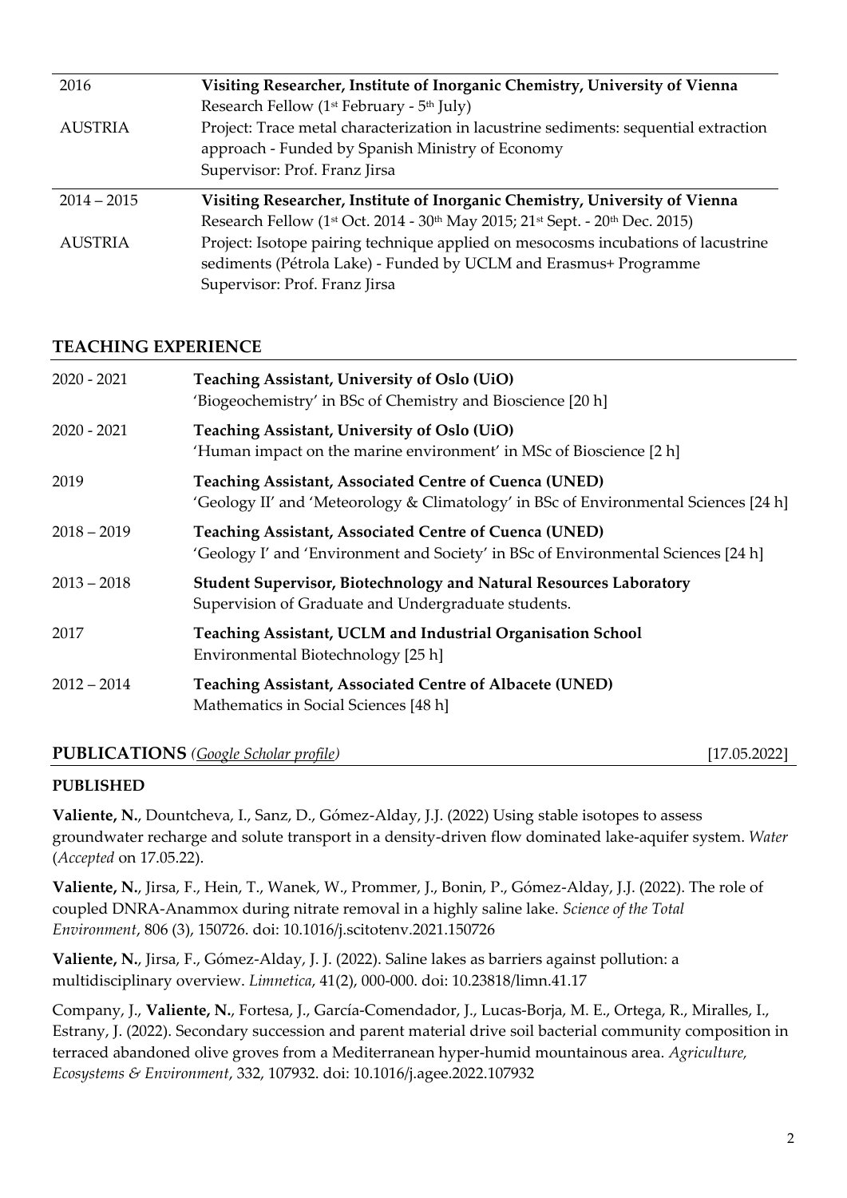| | |
|---|---|
| 2016<br><br>AUSTRIA | **Visiting Researcher, Institute of Inorganic Chemistry, University of Vienna**<br>Research Fellow (1st February - 5th July)<br>Project: Trace metal characterization in lacustrine sediments: sequential extraction approach - Funded by Spanish Ministry of Economy<br>Supervisor: Prof. Franz Jirsa |
| 2014 – 2015<br><br>AUSTRIA | **Visiting Researcher, Institute of Inorganic Chemistry, University of Vienna**<br>Research Fellow (1st Oct. 2014 - 30th May 2015; 21st Sept. - 20th Dec. 2015)<br>Project: Isotope pairing technique applied on mesocosms incubations of lacustrine sediments (Pétrola Lake) - Funded by UCLM and Erasmus+ Programme<br>Supervisor: Prof. Franz Jirsa |

## TEACHING EXPERIENCE

| | |
|---|---|
| 2020 - 2021 | **Teaching Assistant, University of Oslo (UiO)**<br>'Biogeochemistry' in BSc of Chemistry and Bioscience [20 h] |
| 2020 - 2021 | **Teaching Assistant, University of Oslo (UiO)**<br>'Human impact on the marine environment' in MSc of Bioscience [2 h] |
| 2019 | **Teaching Assistant, Associated Centre of Cuenca (UNED)**<br>'Geology II' and 'Meteorology & Climatology' in BSc of Environmental Sciences [24 h] |
| 2018 – 2019 | **Teaching Assistant, Associated Centre of Cuenca (UNED)**<br>'Geology I' and 'Environment and Society' in BSc of Environmental Sciences [24 h] |
| 2013 – 2018 | **Student Supervisor, Biotechnology and Natural Resources Laboratory**<br>Supervision of Graduate and Undergraduate students. |
| 2017 | **Teaching Assistant, UCLM and Industrial Organisation School**<br>Environmental Biotechnology [25 h] |
| 2012 – 2014 | **Teaching Assistant, Associated Centre of Albacete (UNED)**<br>Mathematics in Social Sciences [48 h] |

## PUBLICATIONS *(Google Scholar profile)* [17.05.2022]

### PUBLISHED

**Valiente, N.**, Dountcheva, I., Sanz, D., Gómez-Alday, J.J. (2022) Using stable isotopes to assess groundwater recharge and solute transport in a density-driven flow dominated lake-aquifer system. *Water* (*Accepted* on 17.05.22).

**Valiente, N.**, Jirsa, F., Hein, T., Wanek, W., Prommer, J., Bonin, P., Gómez-Alday, J.J. (2022). The role of coupled DNRA-Anammox during nitrate removal in a highly saline lake. *Science of the Total Environment*, 806 (3), 150726. doi: 10.1016/j.scitotenv.2021.150726

**Valiente, N.**, Jirsa, F., Gómez-Alday, J. J. (2022). Saline lakes as barriers against pollution: a multidisciplinary overview. *Limnetica*, 41(2), 000-000. doi: 10.23818/limn.41.17

Company, J., **Valiente, N.**, Fortesa, J., García-Comendador, J., Lucas-Borja, M. E., Ortega, R., Miralles, I., Estrany, J. (2022). Secondary succession and parent material drive soil bacterial community composition in terraced abandoned olive groves from a Mediterranean hyper-humid mountainous area. *Agriculture, Ecosystems & Environment*, 332, 107932. doi: 10.1016/j.agee.2022.107932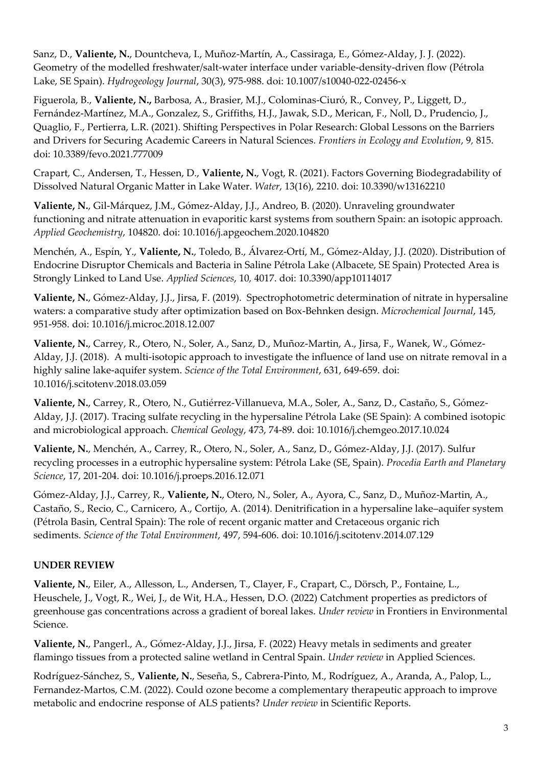Sanz, D., **Valiente, N.**, Dountcheva, I., Muñoz-Martín, A., Cassiraga, E., Gómez-Alday, J. J. (2022). Geometry of the modelled freshwater/salt-water interface under variable-density-driven flow (Pétrola Lake, SE Spain). *Hydrogeology Journal*, 30(3), 975-988. doi: 10.1007/s10040-022-02456-x

Figuerola, B., **Valiente, N.,** Barbosa, A., Brasier, M.J., Colominas-Ciuró, R., Convey, P., Liggett, D., Fernández-Martínez, M.A., Gonzalez, S., Griffiths, H.J., Jawak, S.D., Merican, F., Noll, D., Prudencio, J., Quaglio, F., Pertierra, L.R. (2021). Shifting Perspectives in Polar Research: Global Lessons on the Barriers and Drivers for Securing Academic Careers in Natural Sciences. *Frontiers in Ecology and Evolution*, 9, 815. doi: 10.3389/fevo.2021.777009

Crapart, C., Andersen, T., Hessen, D., **Valiente, N.**, Vogt, R. (2021). Factors Governing Biodegradability of Dissolved Natural Organic Matter in Lake Water. *Water*, 13(16), 2210. doi: 10.3390/w13162210

**Valiente, N.**, Gil-Márquez, J.M., Gómez-Alday, J.J., Andreo, B. (2020). Unraveling groundwater functioning and nitrate attenuation in evaporitic karst systems from southern Spain: an isotopic approach. *Applied Geochemistry*, 104820. doi: 10.1016/j.apgeochem.2020.104820

Menchén, A., Espín, Y., **Valiente, N.**, Toledo, B., Álvarez-Ortí, M., Gómez-Alday, J.J. (2020). Distribution of Endocrine Disruptor Chemicals and Bacteria in Saline Pétrola Lake (Albacete, SE Spain) Protected Area is Strongly Linked to Land Use. *Applied Sciences*, 10, 4017. doi: 10.3390/app10114017

**Valiente, N.**, Gómez-Alday, J.J., Jirsa, F. (2019). Spectrophotometric determination of nitrate in hypersaline waters: a comparative study after optimization based on Box-Behnken design. *Microchemical Journal*, 145, 951-958. doi: 10.1016/j.microc.2018.12.007

**Valiente, N.**, Carrey, R., Otero, N., Soler, A., Sanz, D., Muñoz-Martin, A., Jirsa, F., Wanek, W., Gómez-Alday, J.J. (2018). A multi-isotopic approach to investigate the influence of land use on nitrate removal in a highly saline lake-aquifer system. *Science of the Total Environment*, 631, 649-659. doi: 10.1016/j.scitotenv.2018.03.059

**Valiente, N.**, Carrey, R., Otero, N., Gutiérrez-Villanueva, M.A., Soler, A., Sanz, D., Castaño, S., Gómez-Alday, J.J. (2017). Tracing sulfate recycling in the hypersaline Pétrola Lake (SE Spain): A combined isotopic and microbiological approach. *Chemical Geology*, 473, 74-89. doi: 10.1016/j.chemgeo.2017.10.024

**Valiente, N.**, Menchén, A., Carrey, R., Otero, N., Soler, A., Sanz, D., Gómez-Alday, J.J. (2017). Sulfur recycling processes in a eutrophic hypersaline system: Pétrola Lake (SE, Spain). *Procedia Earth and Planetary Science*, 17, 201-204. doi: 10.1016/j.proeps.2016.12.071

Gómez-Alday, J.J., Carrey, R., **Valiente, N.**, Otero, N., Soler, A., Ayora, C., Sanz, D., Muñoz-Martin, A., Castaño, S., Recio, C., Carnicero, A., Cortijo, A. (2014). Denitrification in a hypersaline lake–aquifer system (Pétrola Basin, Central Spain): The role of recent organic matter and Cretaceous organic rich sediments. *Science of the Total Environment*, 497, 594-606. doi: 10.1016/j.scitotenv.2014.07.129

**UNDER REVIEW**

**Valiente, N.**, Eiler, A., Allesson, L., Andersen, T., Clayer, F., Crapart, C., Dörsch, P., Fontaine, L., Heuschele, J., Vogt, R., Wei, J., de Wit, H.A., Hessen, D.O. (2022) Catchment properties as predictors of greenhouse gas concentrations across a gradient of boreal lakes. *Under review* in Frontiers in Environmental Science.

**Valiente, N.**, Pangerl., A., Gómez-Alday, J.J., Jirsa, F. (2022) Heavy metals in sediments and greater flamingo tissues from a protected saline wetland in Central Spain. *Under review* in Applied Sciences.

Rodríguez-Sánchez, S., **Valiente, N.**, Seseña, S., Cabrera-Pinto, M., Rodríguez, A., Aranda, A., Palop, L., Fernandez-Martos, C.M. (2022). Could ozone become a complementary therapeutic approach to improve metabolic and endocrine response of ALS patients? *Under review* in Scientific Reports.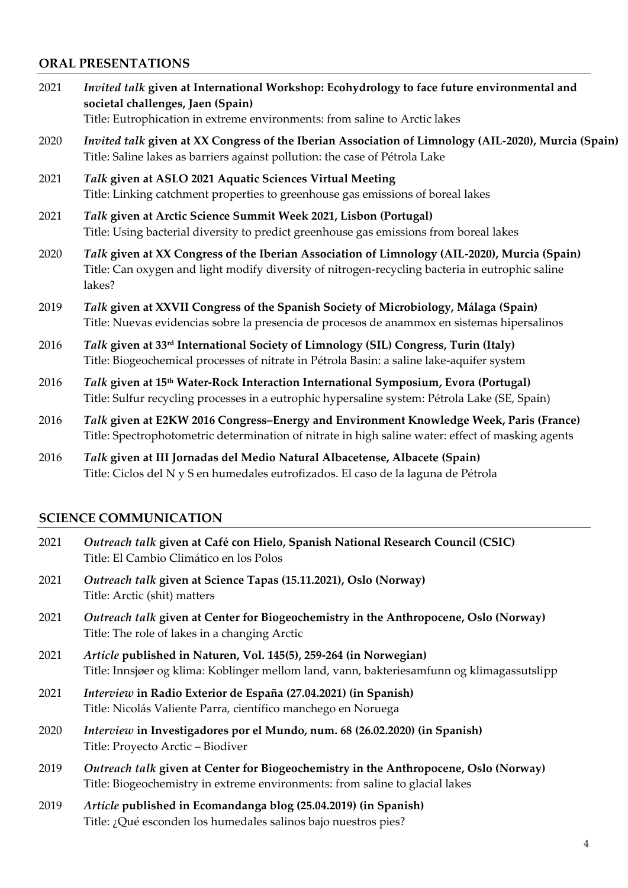## ORAL PRESENTATIONS

2021 ***Invited talk*** **given at International Workshop: Ecohydrology to face future environmental and societal challenges, Jaen (Spain)**
Title: Eutrophication in extreme environments: from saline to Arctic lakes

2020 ***Invited talk*** **given at XX Congress of the Iberian Association of Limnology (AIL-2020), Murcia (Spain)**
Title: Saline lakes as barriers against pollution: the case of Pétrola Lake

2021 ***Talk*** **given at ASLO 2021 Aquatic Sciences Virtual Meeting**
Title: Linking catchment properties to greenhouse gas emissions of boreal lakes

2021 ***Talk*** **given at Arctic Science Summit Week 2021, Lisbon (Portugal)**
Title: Using bacterial diversity to predict greenhouse gas emissions from boreal lakes

2020 ***Talk*** **given at XX Congress of the Iberian Association of Limnology (AIL-2020), Murcia (Spain)**
Title: Can oxygen and light modify diversity of nitrogen-recycling bacteria in eutrophic saline lakes?

2019 ***Talk*** **given at XXVII Congress of the Spanish Society of Microbiology, Málaga (Spain)**
Title: Nuevas evidencias sobre la presencia de procesos de anammox en sistemas hipersalinos

2016 ***Talk*** **given at 33rd International Society of Limnology (SIL) Congress, Turin (Italy)**
Title: Biogeochemical processes of nitrate in Pétrola Basin: a saline lake-aquifer system

2016 ***Talk*** **given at 15th Water-Rock Interaction International Symposium, Evora (Portugal)**
Title: Sulfur recycling processes in a eutrophic hypersaline system: Pétrola Lake (SE, Spain)

2016 ***Talk*** **given at E2KW 2016 Congress–Energy and Environment Knowledge Week, Paris (France)**
Title: Spectrophotometric determination of nitrate in high saline water: effect of masking agents

2016 ***Talk*** **given at III Jornadas del Medio Natural Albacetense, Albacete (Spain)**
Title: Ciclos del N y S en humedales eutrofizados. El caso de la laguna de Pétrola

## SCIENCE COMMUNICATION

2021 ***Outreach talk*** **given at Café con Hielo, Spanish National Research Council (CSIC)**
Title: El Cambio Climático en los Polos

2021 ***Outreach talk*** **given at Science Tapas (15.11.2021), Oslo (Norway)**
Title: Arctic (shit) matters

2021 ***Outreach talk*** **given at Center for Biogeochemistry in the Anthropocene, Oslo (Norway)**
Title: The role of lakes in a changing Arctic

2021 ***Article*** **published in Naturen, Vol. 145(5), 259-264 (in Norwegian)**
Title: Innsjøer og klima: Koblinger mellom land, vann, bakteriesamfunn og klimagassutslipp

2021 ***Interview*** **in Radio Exterior de España (27.04.2021) (in Spanish)**
Title: Nicolás Valiente Parra, científico manchego en Noruega

2020 ***Interview*** **in Investigadores por el Mundo, num. 68 (26.02.2020) (in Spanish)**
Title: Proyecto Arctic – Biodiver

2019 ***Outreach talk*** **given at Center for Biogeochemistry in the Anthropocene, Oslo (Norway)**
Title: Biogeochemistry in extreme environments: from saline to glacial lakes

2019 ***Article*** **published in Ecomandanga blog (25.04.2019) (in Spanish)**
Title: ¿Qué esconden los humedales salinos bajo nuestros pies?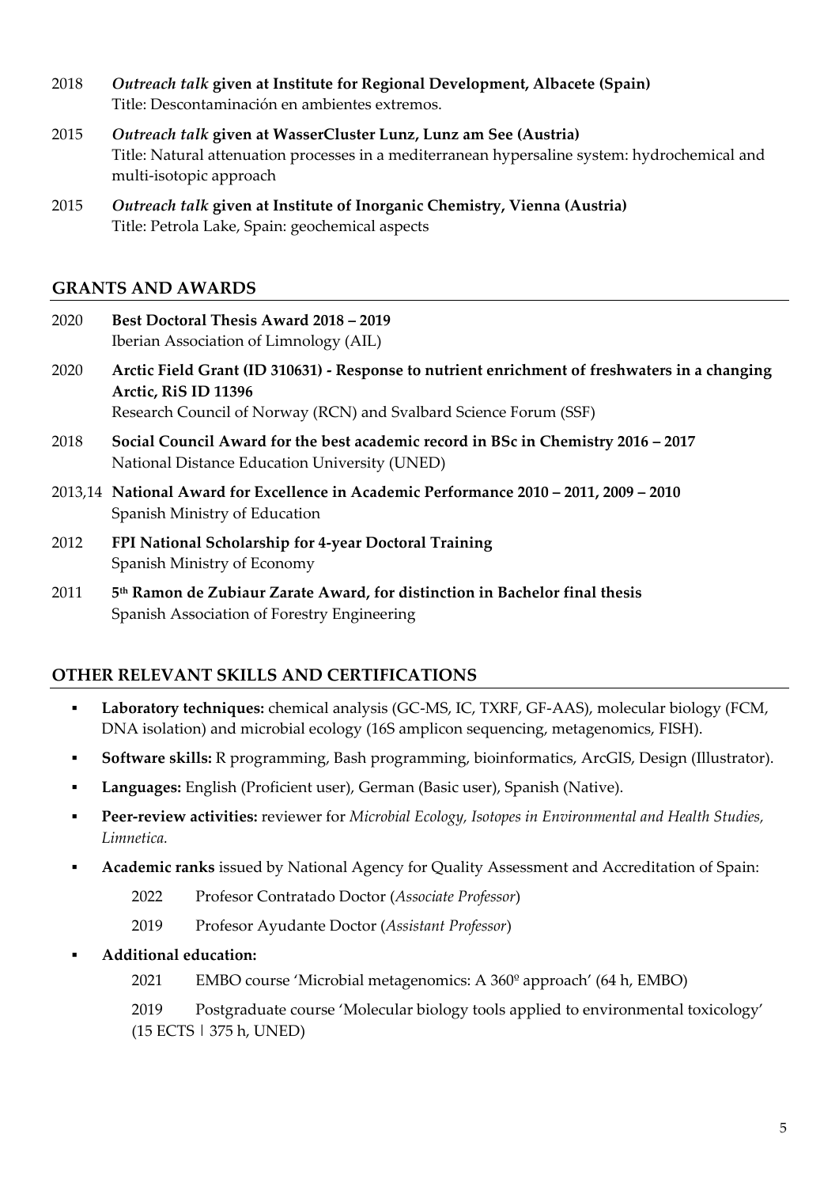2018 ***Outreach talk* given at Institute for Regional Development, Albacete (Spain)**
Title: Descontaminación en ambientes extremos.

2015 ***Outreach talk* given at WasserCluster Lunz, Lunz am See (Austria)**
Title: Natural attenuation processes in a mediterranean hypersaline system: hydrochemical and multi-isotopic approach

2015 ***Outreach talk* given at Institute of Inorganic Chemistry, Vienna (Austria)**
Title: Petrola Lake, Spain: geochemical aspects

## GRANTS AND AWARDS

2020 **Best Doctoral Thesis Award 2018 – 2019**
Iberian Association of Limnology (AIL)

2020 **Arctic Field Grant (ID 310631) - Response to nutrient enrichment of freshwaters in a changing Arctic, RiS ID 11396**
Research Council of Norway (RCN) and Svalbard Science Forum (SSF)

2018 **Social Council Award for the best academic record in BSc in Chemistry 2016 – 2017**
National Distance Education University (UNED)

2013,14 **National Award for Excellence in Academic Performance 2010 – 2011, 2009 – 2010**
Spanish Ministry of Education

2012 **FPI National Scholarship for 4-year Doctoral Training**
Spanish Ministry of Economy

2011 **5th Ramon de Zubiaur Zarate Award, for distinction in Bachelor final thesis**
Spanish Association of Forestry Engineering

## OTHER RELEVANT SKILLS AND CERTIFICATIONS

- **Laboratory techniques:** chemical analysis (GC-MS, IC, TXRF, GF-AAS), molecular biology (FCM, DNA isolation) and microbial ecology (16S amplicon sequencing, metagenomics, FISH).
- **Software skills:** R programming, Bash programming, bioinformatics, ArcGIS, Design (Illustrator).
- **Languages:** English (Proficient user), German (Basic user), Spanish (Native).
- **Peer-review activities:** reviewer for *Microbial Ecology, Isotopes in Environmental and Health Studies, Limnetica.*
- **Academic ranks** issued by National Agency for Quality Assessment and Accreditation of Spain:
  - 2022 Profesor Contratado Doctor (*Associate Professor*)
  - 2019 Profesor Ayudante Doctor (*Assistant Professor*)
- **Additional education:**
  - 2021 EMBO course 'Microbial metagenomics: A 360º approach' (64 h, EMBO)
  - 2019 Postgraduate course 'Molecular biology tools applied to environmental toxicology' (15 ECTS | 375 h, UNED)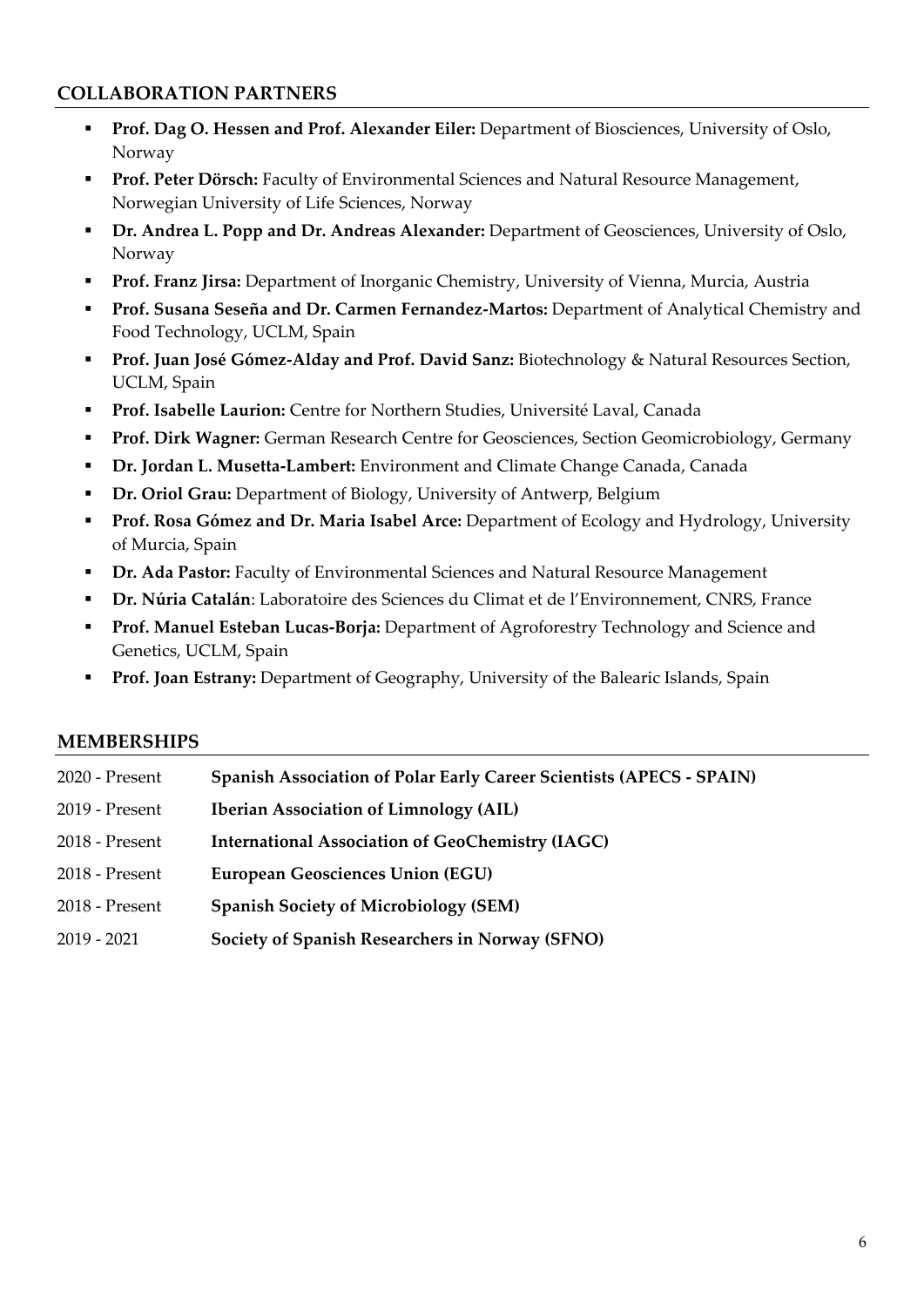## COLLABORATION PARTNERS

- **Prof. Dag O. Hessen and Prof. Alexander Eiler:** Department of Biosciences, University of Oslo, Norway
- **Prof. Peter Dörsch:** Faculty of Environmental Sciences and Natural Resource Management, Norwegian University of Life Sciences, Norway
- **Dr. Andrea L. Popp and Dr. Andreas Alexander:** Department of Geosciences, University of Oslo, Norway
- **Prof. Franz Jirsa:** Department of Inorganic Chemistry, University of Vienna, Murcia, Austria
- **Prof. Susana Seseña and Dr. Carmen Fernandez-Martos:** Department of Analytical Chemistry and Food Technology, UCLM, Spain
- **Prof. Juan José Gómez-Alday and Prof. David Sanz:** Biotechnology & Natural Resources Section, UCLM, Spain
- **Prof. Isabelle Laurion:** Centre for Northern Studies, Université Laval, Canada
- **Prof. Dirk Wagner:** German Research Centre for Geosciences, Section Geomicrobiology, Germany
- **Dr. Jordan L. Musetta-Lambert:** Environment and Climate Change Canada, Canada
- **Dr. Oriol Grau:** Department of Biology, University of Antwerp, Belgium
- **Prof. Rosa Gómez and Dr. Maria Isabel Arce:** Department of Ecology and Hydrology, University of Murcia, Spain
- **Dr. Ada Pastor:** Faculty of Environmental Sciences and Natural Resource Management
- **Dr. Núria Catalán**: Laboratoire des Sciences du Climat et de l'Environnement, CNRS, France
- **Prof. Manuel Esteban Lucas-Borja:** Department of Agroforestry Technology and Science and Genetics, UCLM, Spain
- **Prof. Joan Estrany:** Department of Geography, University of the Balearic Islands, Spain

## MEMBERSHIPS

| | |
|---|---|
| 2020 - Present | **Spanish Association of Polar Early Career Scientists (APECS - SPAIN)** |
| 2019 - Present | **Iberian Association of Limnology (AIL)** |
| 2018 - Present | **International Association of GeoChemistry (IAGC)** |
| 2018 - Present | **European Geosciences Union (EGU)** |
| 2018 - Present | **Spanish Society of Microbiology (SEM)** |
| 2019 - 2021 | **Society of Spanish Researchers in Norway (SFNO)** |